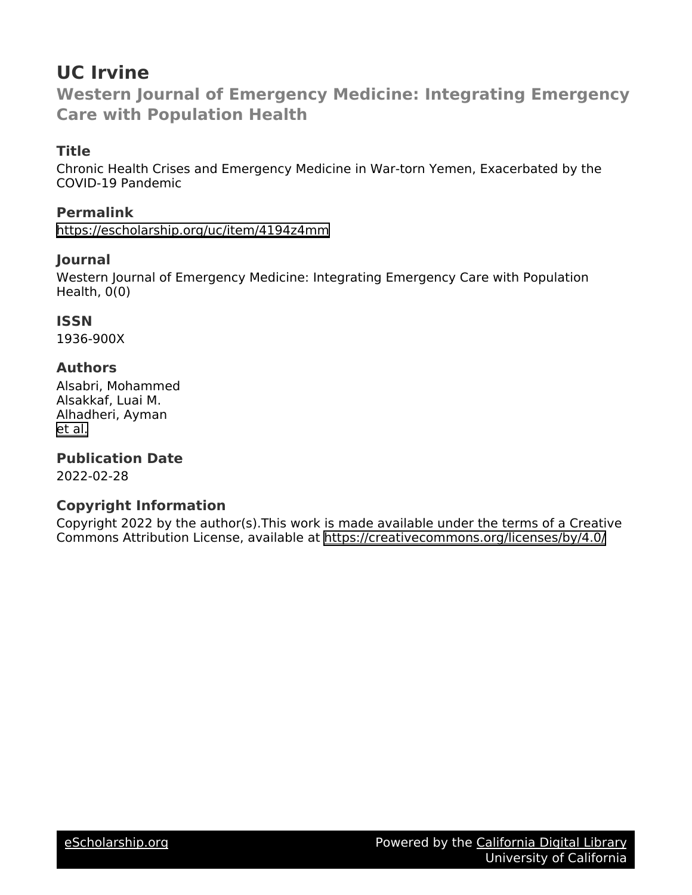# UC Irvine

## Western Journal of Emergency Medicine: Integrating Emergency Care with Population Health

### Title

Chronic Health Crises and Emergency Medicine in War-torn Yemen, Exacerbated by the COVID-19 Pandemic

### Permalink

https://escholarship.org/uc/item/4194z4mm

### Journal

Western Journal of Emergency Medicine: Integrating Emergency Care with Population Health, 0(0)

### ISSN

1936-900X

### Authors

Alsabri, Mohammed
Alsakkaf, Luai M.
Alhadheri, Ayman
et al.

### Publication Date

2022-02-28

### Copyright Information

Copyright 2022 by the author(s).This work is made available under the terms of a Creative Commons Attribution License, available at https://creativecommons.org/licenses/by/4.0/

eScholarship.org | Powered by the California Digital Library, University of California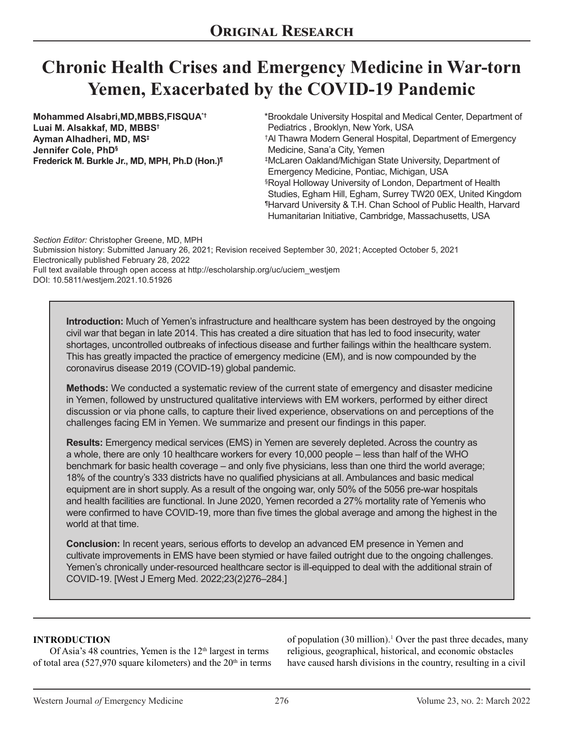# Chronic Health Crises and Emergency Medicine in War-torn Yemen, Exacerbated by the COVID-19 Pandemic

**Mohammed Alsabri, MD, MBBS, FISQUA**[*,†]
**Luai M. Alsakkaf, MD, MBBS**[†]
**Ayman Alhadheri, MD, MS**[‡]
**Jennifer Cole, PhD**[§]
**Frederick M. Burkle Jr., MD, MPH, Ph.D (Hon.)**[¶]

[*]Brookdale University Hospital and Medical Center, Department of Pediatrics , Brooklyn, New York, USA
[†]Al Thawra Modern General Hospital, Department of Emergency Medicine, Sana'a City, Yemen
[‡]McLaren Oakland/Michigan State University, Department of Emergency Medicine, Pontiac, Michigan, USA
[§]Royal Holloway University of London, Department of Health Studies, Egham Hill, Egham, Surrey TW20 0EX, United Kingdom
[¶]Harvard University & T.H. Chan School of Public Health, Harvard Humanitarian Initiative, Cambridge, Massachusetts, USA

*Section Editor:* Christopher Greene, MD, MPH
Submission history: Submitted January 26, 2021; Revision received September 30, 2021; Accepted October 5, 2021
Electronically published February 28, 2022
Full text available through open access at http://escholarship.org/uc/uciem_westjem
DOI: 10.5811/westjem.2021.10.51926

**Introduction:** Much of Yemen's infrastructure and healthcare system has been destroyed by the ongoing civil war that began in late 2014. This has created a dire situation that has led to food insecurity, water shortages, uncontrolled outbreaks of infectious disease and further failings within the healthcare system. This has greatly impacted the practice of emergency medicine (EM), and is now compounded by the coronavirus disease 2019 (COVID-19) global pandemic.

**Methods:** We conducted a systematic review of the current state of emergency and disaster medicine in Yemen, followed by unstructured qualitative interviews with EM workers, performed by either direct discussion or via phone calls, to capture their lived experience, observations on and perceptions of the challenges facing EM in Yemen. We summarize and present our findings in this paper.

**Results:** Emergency medical services (EMS) in Yemen are severely depleted. Across the country as a whole, there are only 10 healthcare workers for every 10,000 people – less than half of the WHO benchmark for basic health coverage – and only five physicians, less than one third the world average; 18% of the country's 333 districts have no qualified physicians at all. Ambulances and basic medical equipment are in short supply. As a result of the ongoing war, only 50% of the 5056 pre-war hospitals and health facilities are functional. In June 2020, Yemen recorded a 27% mortality rate of Yemenis who were confirmed to have COVID-19, more than five times the global average and among the highest in the world at that time.

**Conclusion:** In recent years, serious efforts to develop an advanced EM presence in Yemen and cultivate improvements in EMS have been stymied or have failed outright due to the ongoing challenges. Yemen's chronically under-resourced healthcare sector is ill-equipped to deal with the additional strain of COVID-19. [West J Emerg Med. 2022;23(2)276–284.]

## INTRODUCTION

Of Asia's 48 countries, Yemen is the 12th largest in terms of total area (527,970 square kilometers) and the 20th in terms of population (30 million).[1] Over the past three decades, many religious, geographical, historical, and economic obstacles have caused harsh divisions in the country, resulting in a civil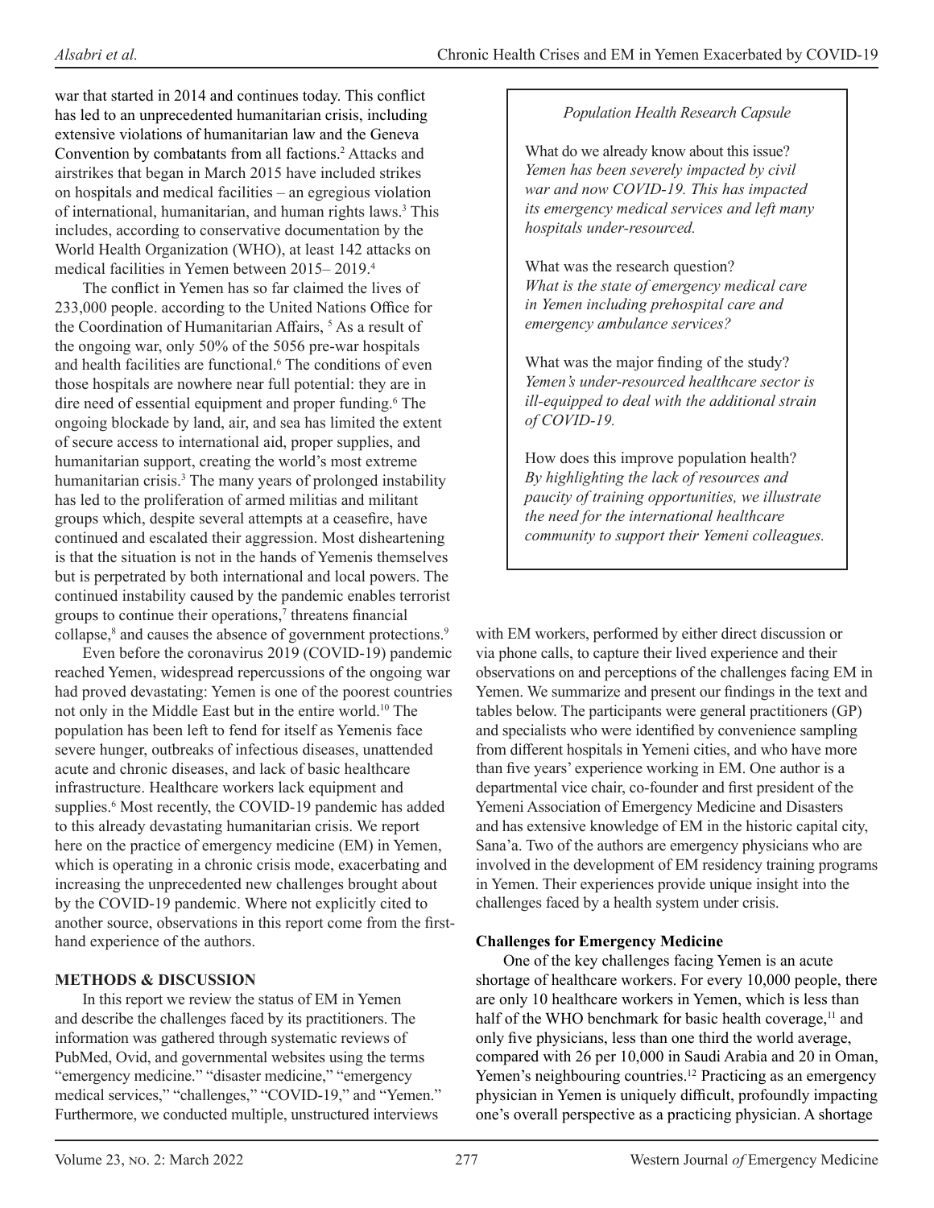war that started in 2014 and continues today. This conflict has led to an unprecedented humanitarian crisis, including extensive violations of humanitarian law and the Geneva Convention by combatants from all factions.[2] Attacks and airstrikes that began in March 2015 have included strikes on hospitals and medical facilities – an egregious violation of international, humanitarian, and human rights laws.[3] This includes, according to conservative documentation by the World Health Organization (WHO), at least 142 attacks on medical facilities in Yemen between 2015– 2019.[4]

The conflict in Yemen has so far claimed the lives of 233,000 people. according to the United Nations Office for the Coordination of Humanitarian Affairs, [5] As a result of the ongoing war, only 50% of the 5056 pre-war hospitals and health facilities are functional.[6] The conditions of even those hospitals are nowhere near full potential: they are in dire need of essential equipment and proper funding.[6] The ongoing blockade by land, air, and sea has limited the extent of secure access to international aid, proper supplies, and humanitarian support, creating the world's most extreme humanitarian crisis.[3] The many years of prolonged instability has led to the proliferation of armed militias and militant groups which, despite several attempts at a ceasefire, have continued and escalated their aggression. Most disheartening is that the situation is not in the hands of Yemenis themselves but is perpetrated by both international and local powers. The continued instability caused by the pandemic enables terrorist groups to continue their operations,[7] threatens financial collapse,[8] and causes the absence of government protections.[9]

Even before the coronavirus 2019 (COVID-19) pandemic reached Yemen, widespread repercussions of the ongoing war had proved devastating: Yemen is one of the poorest countries not only in the Middle East but in the entire world.[10] The population has been left to fend for itself as Yemenis face severe hunger, outbreaks of infectious diseases, unattended acute and chronic diseases, and lack of basic healthcare infrastructure. Healthcare workers lack equipment and supplies.[6] Most recently, the COVID-19 pandemic has added to this already devastating humanitarian crisis. We report here on the practice of emergency medicine (EM) in Yemen, which is operating in a chronic crisis mode, exacerbating and increasing the unprecedented new challenges brought about by the COVID-19 pandemic. Where not explicitly cited to another source, observations in this report come from the first-hand experience of the authors.

> *Population Health Research Capsule*
>
> What do we already know about this issue?
> *Yemen has been severely impacted by civil war and now COVID-19. This has impacted its emergency medical services and left many hospitals under-resourced.*
>
> What was the research question?
> *What is the state of emergency medical care in Yemen including prehospital care and emergency ambulance services?*
>
> What was the major finding of the study?
> *Yemen's under-resourced healthcare sector is ill-equipped to deal with the additional strain of COVID-19.*
>
> How does this improve population health?
> *By highlighting the lack of resources and paucity of training opportunities, we illustrate the need for the international healthcare community to support their Yemeni colleagues.*

## METHODS & DISCUSSION

In this report we review the status of EM in Yemen and describe the challenges faced by its practitioners. The information was gathered through systematic reviews of PubMed, Ovid, and governmental websites using the terms "emergency medicine." "disaster medicine," "emergency medical services," "challenges," "COVID-19," and "Yemen." Furthermore, we conducted multiple, unstructured interviews with EM workers, performed by either direct discussion or via phone calls, to capture their lived experience and their observations on and perceptions of the challenges facing EM in Yemen. We summarize and present our findings in the text and tables below. The participants were general practitioners (GP) and specialists who were identified by convenience sampling from different hospitals in Yemeni cities, and who have more than five years' experience working in EM. One author is a departmental vice chair, co-founder and first president of the Yemeni Association of Emergency Medicine and Disasters and has extensive knowledge of EM in the historic capital city, Sana'a. Two of the authors are emergency physicians who are involved in the development of EM residency training programs in Yemen. Their experiences provide unique insight into the challenges faced by a health system under crisis.

### Challenges for Emergency Medicine

One of the key challenges facing Yemen is an acute shortage of healthcare workers. For every 10,000 people, there are only 10 healthcare workers in Yemen, which is less than half of the WHO benchmark for basic health coverage,[11] and only five physicians, less than one third the world average, compared with 26 per 10,000 in Saudi Arabia and 20 in Oman, Yemen's neighbouring countries.[12] Practicing as an emergency physician in Yemen is uniquely difficult, profoundly impacting one's overall perspective as a practicing physician. A shortage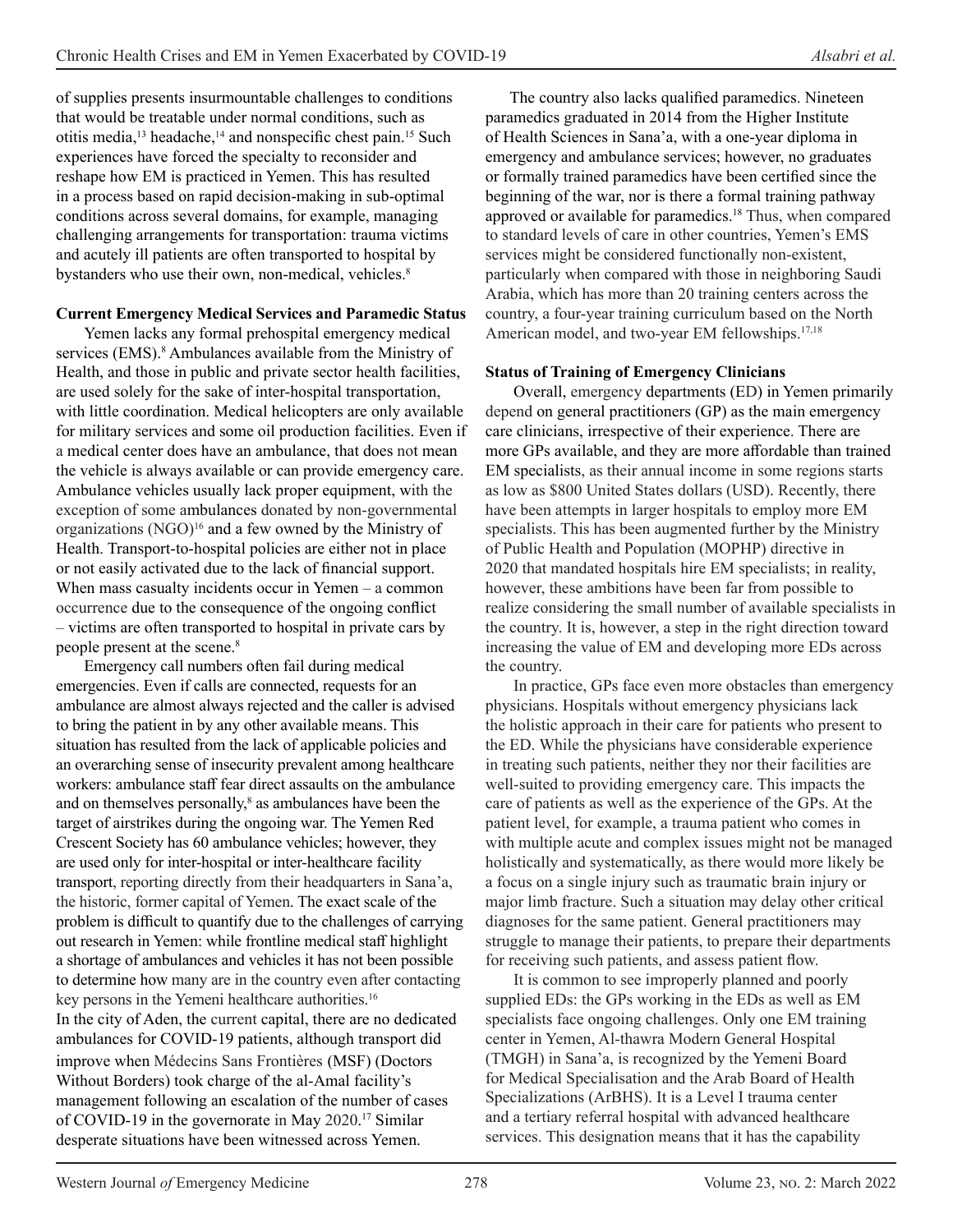of supplies presents insurmountable challenges to conditions that would be treatable under normal conditions, such as otitis media,[13] headache,[14] and nonspecific chest pain.[15] Such experiences have forced the specialty to reconsider and reshape how EM is practiced in Yemen. This has resulted in a process based on rapid decision-making in sub-optimal conditions across several domains, for example, managing challenging arrangements for transportation: trauma victims and acutely ill patients are often transported to hospital by bystanders who use their own, non-medical, vehicles.[8]

**Current Emergency Medical Services and Paramedic Status**

Yemen lacks any formal prehospital emergency medical services (EMS).[8] Ambulances available from the Ministry of Health, and those in public and private sector health facilities, are used solely for the sake of inter-hospital transportation, with little coordination. Medical helicopters are only available for military services and some oil production facilities. Even if a medical center does have an ambulance, that does not mean the vehicle is always available or can provide emergency care. Ambulance vehicles usually lack proper equipment, with the exception of some ambulances donated by non-governmental organizations (NGO)[16] and a few owned by the Ministry of Health. Transport-to-hospital policies are either not in place or not easily activated due to the lack of financial support. When mass casualty incidents occur in Yemen – a common occurrence due to the consequence of the ongoing conflict – victims are often transported to hospital in private cars by people present at the scene.[8]

Emergency call numbers often fail during medical emergencies. Even if calls are connected, requests for an ambulance are almost always rejected and the caller is advised to bring the patient in by any other available means. This situation has resulted from the lack of applicable policies and an overarching sense of insecurity prevalent among healthcare workers: ambulance staff fear direct assaults on the ambulance and on themselves personally,[8] as ambulances have been the target of airstrikes during the ongoing war. The Yemen Red Crescent Society has 60 ambulance vehicles; however, they are used only for inter-hospital or inter-healthcare facility transport, reporting directly from their headquarters in Sana'a, the historic, former capital of Yemen. The exact scale of the problem is difficult to quantify due to the challenges of carrying out research in Yemen: while frontline medical staff highlight a shortage of ambulances and vehicles it has not been possible to determine how many are in the country even after contacting key persons in the Yemeni healthcare authorities.[16]

In the city of Aden, the current capital, there are no dedicated ambulances for COVID-19 patients, although transport did improve when Médecins Sans Frontières (MSF) (Doctors Without Borders) took charge of the al-Amal facility's management following an escalation of the number of cases of COVID-19 in the governorate in May 2020.[17] Similar desperate situations have been witnessed across Yemen.

The country also lacks qualified paramedics. Nineteen paramedics graduated in 2014 from the Higher Institute of Health Sciences in Sana'a, with a one-year diploma in emergency and ambulance services; however, no graduates or formally trained paramedics have been certified since the beginning of the war, nor is there a formal training pathway approved or available for paramedics.[18] Thus, when compared to standard levels of care in other countries, Yemen's EMS services might be considered functionally non-existent, particularly when compared with those in neighboring Saudi Arabia, which has more than 20 training centers across the country, a four-year training curriculum based on the North American model, and two-year EM fellowships.[17,18]

**Status of Training of Emergency Clinicians**

Overall, emergency departments (ED) in Yemen primarily depend on general practitioners (GP) as the main emergency care clinicians, irrespective of their experience. There are more GPs available, and they are more affordable than trained EM specialists, as their annual income in some regions starts as low as $800 United States dollars (USD). Recently, there have been attempts in larger hospitals to employ more EM specialists. This has been augmented further by the Ministry of Public Health and Population (MOPHP) directive in 2020 that mandated hospitals hire EM specialists; in reality, however, these ambitions have been far from possible to realize considering the small number of available specialists in the country. It is, however, a step in the right direction toward increasing the value of EM and developing more EDs across the country.

In practice, GPs face even more obstacles than emergency physicians. Hospitals without emergency physicians lack the holistic approach in their care for patients who present to the ED. While the physicians have considerable experience in treating such patients, neither they nor their facilities are well-suited to providing emergency care. This impacts the care of patients as well as the experience of the GPs. At the patient level, for example, a trauma patient who comes in with multiple acute and complex issues might not be managed holistically and systematically, as there would more likely be a focus on a single injury such as traumatic brain injury or major limb fracture. Such a situation may delay other critical diagnoses for the same patient. General practitioners may struggle to manage their patients, to prepare their departments for receiving such patients, and assess patient flow.

It is common to see improperly planned and poorly supplied EDs: the GPs working in the EDs as well as EM specialists face ongoing challenges. Only one EM training center in Yemen, Al-thawra Modern General Hospital (TMGH) in Sana'a, is recognized by the Yemeni Board for Medical Specialisation and the Arab Board of Health Specializations (ArBHS). It is a Level I trauma center and a tertiary referral hospital with advanced healthcare services. This designation means that it has the capability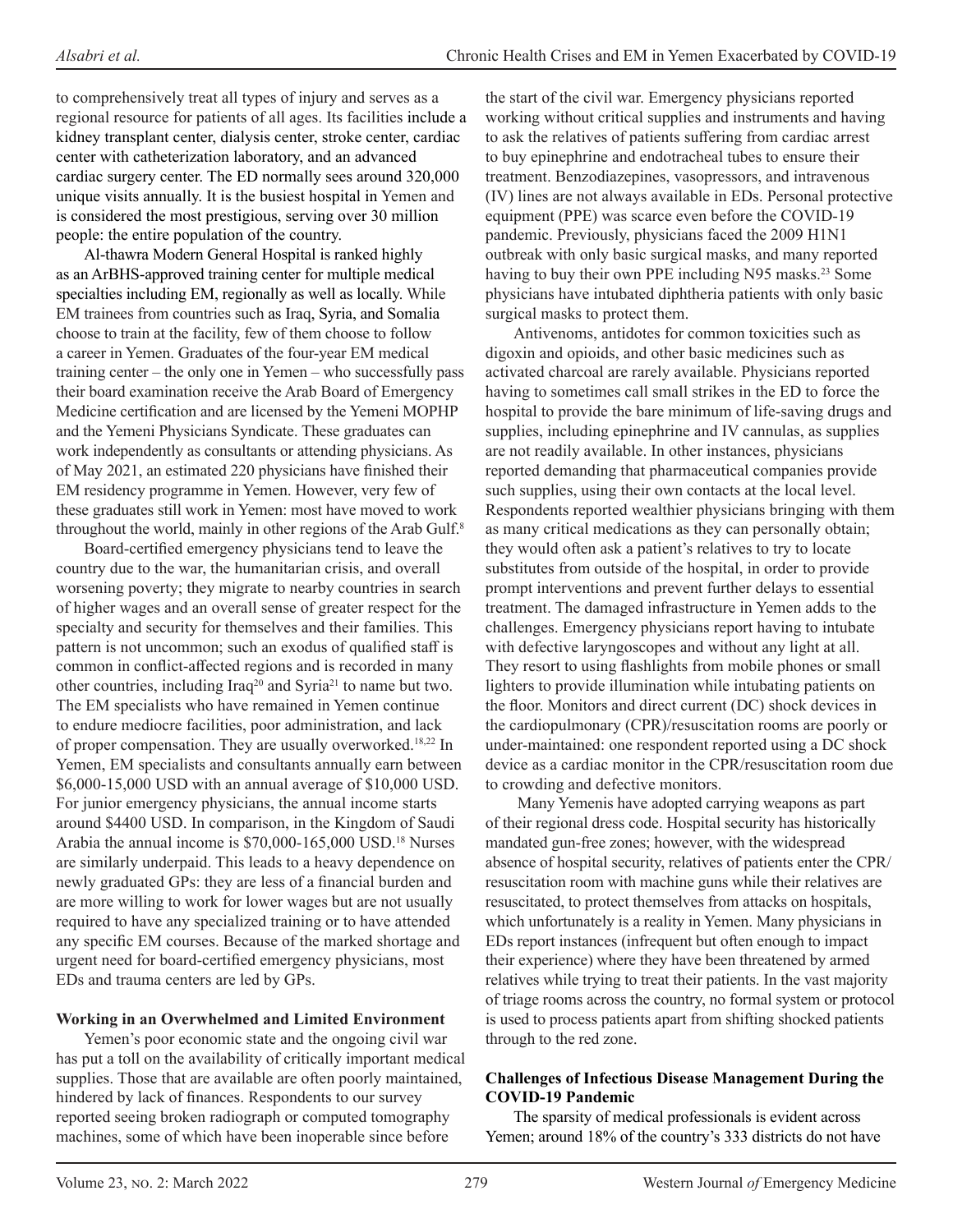to comprehensively treat all types of injury and serves as a regional resource for patients of all ages. Its facilities include a kidney transplant center, dialysis center, stroke center, cardiac center with catheterization laboratory, and an advanced cardiac surgery center. The ED normally sees around 320,000 unique visits annually. It is the busiest hospital in Yemen and is considered the most prestigious, serving over 30 million people: the entire population of the country.

Al-thawra Modern General Hospital is ranked highly as an ArBHS-approved training center for multiple medical specialties including EM, regionally as well as locally. While EM trainees from countries such as Iraq, Syria, and Somalia choose to train at the facility, few of them choose to follow a career in Yemen. Graduates of the four-year EM medical training center – the only one in Yemen – who successfully pass their board examination receive the Arab Board of Emergency Medicine certification and are licensed by the Yemeni MOPHP and the Yemeni Physicians Syndicate. These graduates can work independently as consultants or attending physicians. As of May 2021, an estimated 220 physicians have finished their EM residency programme in Yemen. However, very few of these graduates still work in Yemen: most have moved to work throughout the world, mainly in other regions of the Arab Gulf.[8]

Board-certified emergency physicians tend to leave the country due to the war, the humanitarian crisis, and overall worsening poverty; they migrate to nearby countries in search of higher wages and an overall sense of greater respect for the specialty and security for themselves and their families. This pattern is not uncommon; such an exodus of qualified staff is common in conflict-affected regions and is recorded in many other countries, including Iraq[20] and Syria[21] to name but two. The EM specialists who have remained in Yemen continue to endure mediocre facilities, poor administration, and lack of proper compensation. They are usually overworked.[18,22] In Yemen, EM specialists and consultants annually earn between $6,000-15,000 USD with an annual average of $10,000 USD. For junior emergency physicians, the annual income starts around $4400 USD. In comparison, in the Kingdom of Saudi Arabia the annual income is $70,000-165,000 USD.[18] Nurses are similarly underpaid. This leads to a heavy dependence on newly graduated GPs: they are less of a financial burden and are more willing to work for lower wages but are not usually required to have any specialized training or to have attended any specific EM courses. Because of the marked shortage and urgent need for board-certified emergency physicians, most EDs and trauma centers are led by GPs.

**Working in an Overwhelmed and Limited Environment**

Yemen's poor economic state and the ongoing civil war has put a toll on the availability of critically important medical supplies. Those that are available are often poorly maintained, hindered by lack of finances. Respondents to our survey reported seeing broken radiograph or computed tomography machines, some of which have been inoperable since before the start of the civil war. Emergency physicians reported working without critical supplies and instruments and having to ask the relatives of patients suffering from cardiac arrest to buy epinephrine and endotracheal tubes to ensure their treatment. Benzodiazepines, vasopressors, and intravenous (IV) lines are not always available in EDs. Personal protective equipment (PPE) was scarce even before the COVID-19 pandemic. Previously, physicians faced the 2009 H1N1 outbreak with only basic surgical masks, and many reported having to buy their own PPE including N95 masks.[23] Some physicians have intubated diphtheria patients with only basic surgical masks to protect them.

Antivenoms, antidotes for common toxicities such as digoxin and opioids, and other basic medicines such as activated charcoal are rarely available. Physicians reported having to sometimes call small strikes in the ED to force the hospital to provide the bare minimum of life-saving drugs and supplies, including epinephrine and IV cannulas, as supplies are not readily available. In other instances, physicians reported demanding that pharmaceutical companies provide such supplies, using their own contacts at the local level. Respondents reported wealthier physicians bringing with them as many critical medications as they can personally obtain; they would often ask a patient's relatives to try to locate substitutes from outside of the hospital, in order to provide prompt interventions and prevent further delays to essential treatment. The damaged infrastructure in Yemen adds to the challenges. Emergency physicians report having to intubate with defective laryngoscopes and without any light at all. They resort to using flashlights from mobile phones or small lighters to provide illumination while intubating patients on the floor. Monitors and direct current (DC) shock devices in the cardiopulmonary (CPR)/resuscitation rooms are poorly or under-maintained: one respondent reported using a DC shock device as a cardiac monitor in the CPR/resuscitation room due to crowding and defective monitors.

Many Yemenis have adopted carrying weapons as part of their regional dress code. Hospital security has historically mandated gun-free zones; however, with the widespread absence of hospital security, relatives of patients enter the CPR/resuscitation room with machine guns while their relatives are resuscitated, to protect themselves from attacks on hospitals, which unfortunately is a reality in Yemen. Many physicians in EDs report instances (infrequent but often enough to impact their experience) where they have been threatened by armed relatives while trying to treat their patients. In the vast majority of triage rooms across the country, no formal system or protocol is used to process patients apart from shifting shocked patients through to the red zone.

**Challenges of Infectious Disease Management During the COVID-19 Pandemic**

The sparsity of medical professionals is evident across Yemen; around 18% of the country's 333 districts do not have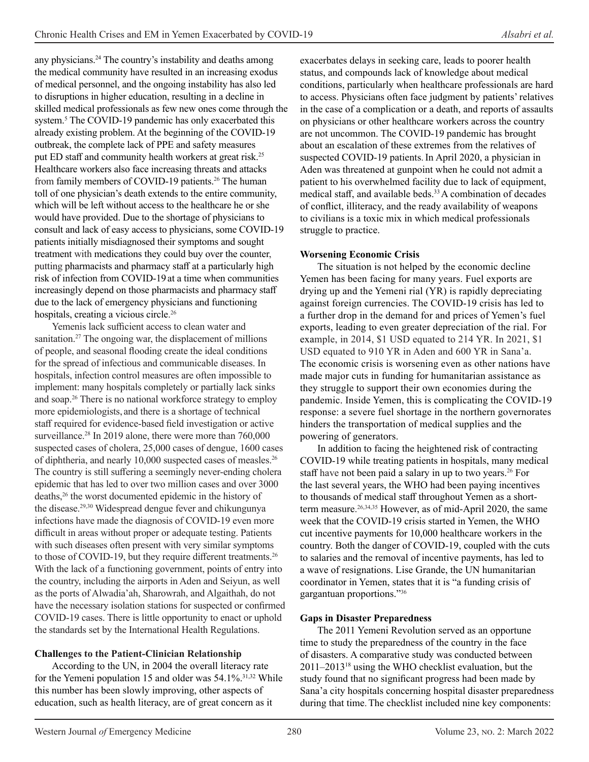any physicians.[24] The country's instability and deaths among the medical community have resulted in an increasing exodus of medical personnel, and the ongoing instability has also led to disruptions in higher education, resulting in a decline in skilled medical professionals as few new ones come through the system.[5] The COVID-19 pandemic has only exacerbated this already existing problem. At the beginning of the COVID-19 outbreak, the complete lack of PPE and safety measures put ED staff and community health workers at great risk.[25] Healthcare workers also face increasing threats and attacks from family members of COVID-19 patients.[26] The human toll of one physician's death extends to the entire community, which will be left without access to the healthcare he or she would have provided. Due to the shortage of physicians to consult and lack of easy access to physicians, some COVID-19 patients initially misdiagnosed their symptoms and sought treatment with medications they could buy over the counter, putting pharmacists and pharmacy staff at a particularly high risk of infection from COVID-19 at a time when communities increasingly depend on those pharmacists and pharmacy staff due to the lack of emergency physicians and functioning hospitals, creating a vicious circle.[26]

Yemenis lack sufficient access to clean water and sanitation.[27] The ongoing war, the displacement of millions of people, and seasonal flooding create the ideal conditions for the spread of infectious and communicable diseases. In hospitals, infection control measures are often impossible to implement: many hospitals completely or partially lack sinks and soap.[26] There is no national workforce strategy to employ more epidemiologists, and there is a shortage of technical staff required for evidence-based field investigation or active surveillance.[28] In 2019 alone, there were more than 760,000 suspected cases of cholera, 25,000 cases of dengue, 1600 cases of diphtheria, and nearly 10,000 suspected cases of measles.[26] The country is still suffering a seemingly never-ending cholera epidemic that has led to over two million cases and over 3000 deaths,[26] the worst documented epidemic in the history of the disease.[29,30] Widespread dengue fever and chikungunya infections have made the diagnosis of COVID-19 even more difficult in areas without proper or adequate testing. Patients with such diseases often present with very similar symptoms to those of COVID-19, but they require different treatments.[26] With the lack of a functioning government, points of entry into the country, including the airports in Aden and Seiyun, as well as the ports of Alwadia'ah, Sharowrah, and Algaithah, do not have the necessary isolation stations for suspected or confirmed COVID-19 cases. There is little opportunity to enact or uphold the standards set by the International Health Regulations.

### Challenges to the Patient-Clinician Relationship

According to the UN, in 2004 the overall literacy rate for the Yemeni population 15 and older was 54.1%.[31,32] While this number has been slowly improving, other aspects of education, such as health literacy, are of great concern as it exacerbates delays in seeking care, leads to poorer health status, and compounds lack of knowledge about medical conditions, particularly when healthcare professionals are hard to access. Physicians often face judgment by patients' relatives in the case of a complication or a death, and reports of assaults on physicians or other healthcare workers across the country are not uncommon. The COVID-19 pandemic has brought about an escalation of these extremes from the relatives of suspected COVID-19 patients. In April 2020, a physician in Aden was threatened at gunpoint when he could not admit a patient to his overwhelmed facility due to lack of equipment, medical staff, and available beds.[33] A combination of decades of conflict, illiteracy, and the ready availability of weapons to civilians is a toxic mix in which medical professionals struggle to practice.

### Worsening Economic Crisis

The situation is not helped by the economic decline Yemen has been facing for many years. Fuel exports are drying up and the Yemeni rial (YR) is rapidly depreciating against foreign currencies. The COVID-19 crisis has led to a further drop in the demand for and prices of Yemen's fuel exports, leading to even greater depreciation of the rial. For example, in 2014, $1 USD equated to 214 YR. In 2021, $1 USD equated to 910 YR in Aden and 600 YR in Sana'a. The economic crisis is worsening even as other nations have made major cuts in funding for humanitarian assistance as they struggle to support their own economies during the pandemic. Inside Yemen, this is complicating the COVID-19 response: a severe fuel shortage in the northern governorates hinders the transportation of medical supplies and the powering of generators.

In addition to facing the heightened risk of contracting COVID-19 while treating patients in hospitals, many medical staff have not been paid a salary in up to two years.[26] For the last several years, the WHO had been paying incentives to thousands of medical staff throughout Yemen as a short-term measure.[26,34,35] However, as of mid-April 2020, the same week that the COVID-19 crisis started in Yemen, the WHO cut incentive payments for 10,000 healthcare workers in the country. Both the danger of COVID-19, coupled with the cuts to salaries and the removal of incentive payments, has led to a wave of resignations. Lise Grande, the UN humanitarian coordinator in Yemen, states that it is "a funding crisis of gargantuan proportions."[36]

### Gaps in Disaster Preparedness

The 2011 Yemeni Revolution served as an opportune time to study the preparedness of the country in the face of disasters. A comparative study was conducted between 2011–2013[18] using the WHO checklist evaluation, but the study found that no significant progress had been made by Sana'a city hospitals concerning hospital disaster preparedness during that time. The checklist included nine key components: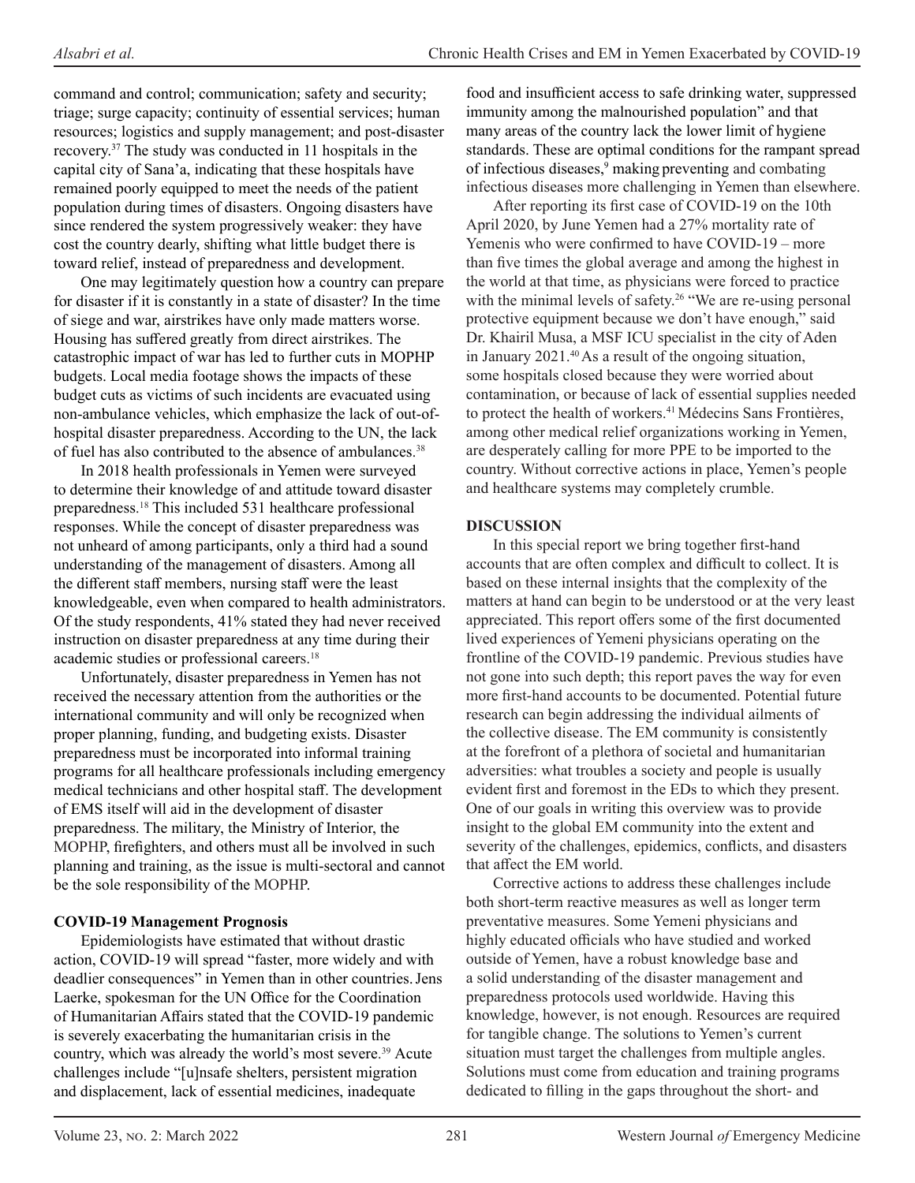command and control; communication; safety and security; triage; surge capacity; continuity of essential services; human resources; logistics and supply management; and post-disaster recovery.[37] The study was conducted in 11 hospitals in the capital city of Sana'a, indicating that these hospitals have remained poorly equipped to meet the needs of the patient population during times of disasters. Ongoing disasters have since rendered the system progressively weaker: they have cost the country dearly, shifting what little budget there is toward relief, instead of preparedness and development.

One may legitimately question how a country can prepare for disaster if it is constantly in a state of disaster? In the time of siege and war, airstrikes have only made matters worse. Housing has suffered greatly from direct airstrikes. The catastrophic impact of war has led to further cuts in MOPHP budgets. Local media footage shows the impacts of these budget cuts as victims of such incidents are evacuated using non-ambulance vehicles, which emphasize the lack of out-of-hospital disaster preparedness. According to the UN, the lack of fuel has also contributed to the absence of ambulances.[38]

In 2018 health professionals in Yemen were surveyed to determine their knowledge of and attitude toward disaster preparedness.[18] This included 531 healthcare professional responses. While the concept of disaster preparedness was not unheard of among participants, only a third had a sound understanding of the management of disasters. Among all the different staff members, nursing staff were the least knowledgeable, even when compared to health administrators. Of the study respondents, 41% stated they had never received instruction on disaster preparedness at any time during their academic studies or professional careers.[18]

Unfortunately, disaster preparedness in Yemen has not received the necessary attention from the authorities or the international community and will only be recognized when proper planning, funding, and budgeting exists. Disaster preparedness must be incorporated into informal training programs for all healthcare professionals including emergency medical technicians and other hospital staff. The development of EMS itself will aid in the development of disaster preparedness. The military, the Ministry of Interior, the MOPHP, firefighters, and others must all be involved in such planning and training, as the issue is multi-sectoral and cannot be the sole responsibility of the MOPHP.

### COVID-19 Management Prognosis

Epidemiologists have estimated that without drastic action, COVID-19 will spread "faster, more widely and with deadlier consequences" in Yemen than in other countries. Jens Laerke, spokesman for the UN Office for the Coordination of Humanitarian Affairs stated that the COVID-19 pandemic is severely exacerbating the humanitarian crisis in the country, which was already the world's most severe.[39] Acute challenges include "[u]nsafe shelters, persistent migration and displacement, lack of essential medicines, inadequate food and insufficient access to safe drinking water, suppressed immunity among the malnourished population" and that many areas of the country lack the lower limit of hygiene standards. These are optimal conditions for the rampant spread of infectious diseases,[9] making preventing and combating infectious diseases more challenging in Yemen than elsewhere.

After reporting its first case of COVID-19 on the 10th April 2020, by June Yemen had a 27% mortality rate of Yemenis who were confirmed to have COVID-19 – more than five times the global average and among the highest in the world at that time, as physicians were forced to practice with the minimal levels of safety.[26] "We are re-using personal protective equipment because we don't have enough," said Dr. Khairil Musa, a MSF ICU specialist in the city of Aden in January 2021.[40] As a result of the ongoing situation, some hospitals closed because they were worried about contamination, or because of lack of essential supplies needed to protect the health of workers.[41] Médecins Sans Frontières, among other medical relief organizations working in Yemen, are desperately calling for more PPE to be imported to the country. Without corrective actions in place, Yemen's people and healthcare systems may completely crumble.

## DISCUSSION

In this special report we bring together first-hand accounts that are often complex and difficult to collect. It is based on these internal insights that the complexity of the matters at hand can begin to be understood or at the very least appreciated. This report offers some of the first documented lived experiences of Yemeni physicians operating on the frontline of the COVID-19 pandemic. Previous studies have not gone into such depth; this report paves the way for even more first-hand accounts to be documented. Potential future research can begin addressing the individual ailments of the collective disease. The EM community is consistently at the forefront of a plethora of societal and humanitarian adversities: what troubles a society and people is usually evident first and foremost in the EDs to which they present. One of our goals in writing this overview was to provide insight to the global EM community into the extent and severity of the challenges, epidemics, conflicts, and disasters that affect the EM world.

Corrective actions to address these challenges include both short-term reactive measures as well as longer term preventative measures. Some Yemeni physicians and highly educated officials who have studied and worked outside of Yemen, have a robust knowledge base and a solid understanding of the disaster management and preparedness protocols used worldwide. Having this knowledge, however, is not enough. Resources are required for tangible change. The solutions to Yemen's current situation must target the challenges from multiple angles. Solutions must come from education and training programs dedicated to filling in the gaps throughout the short- and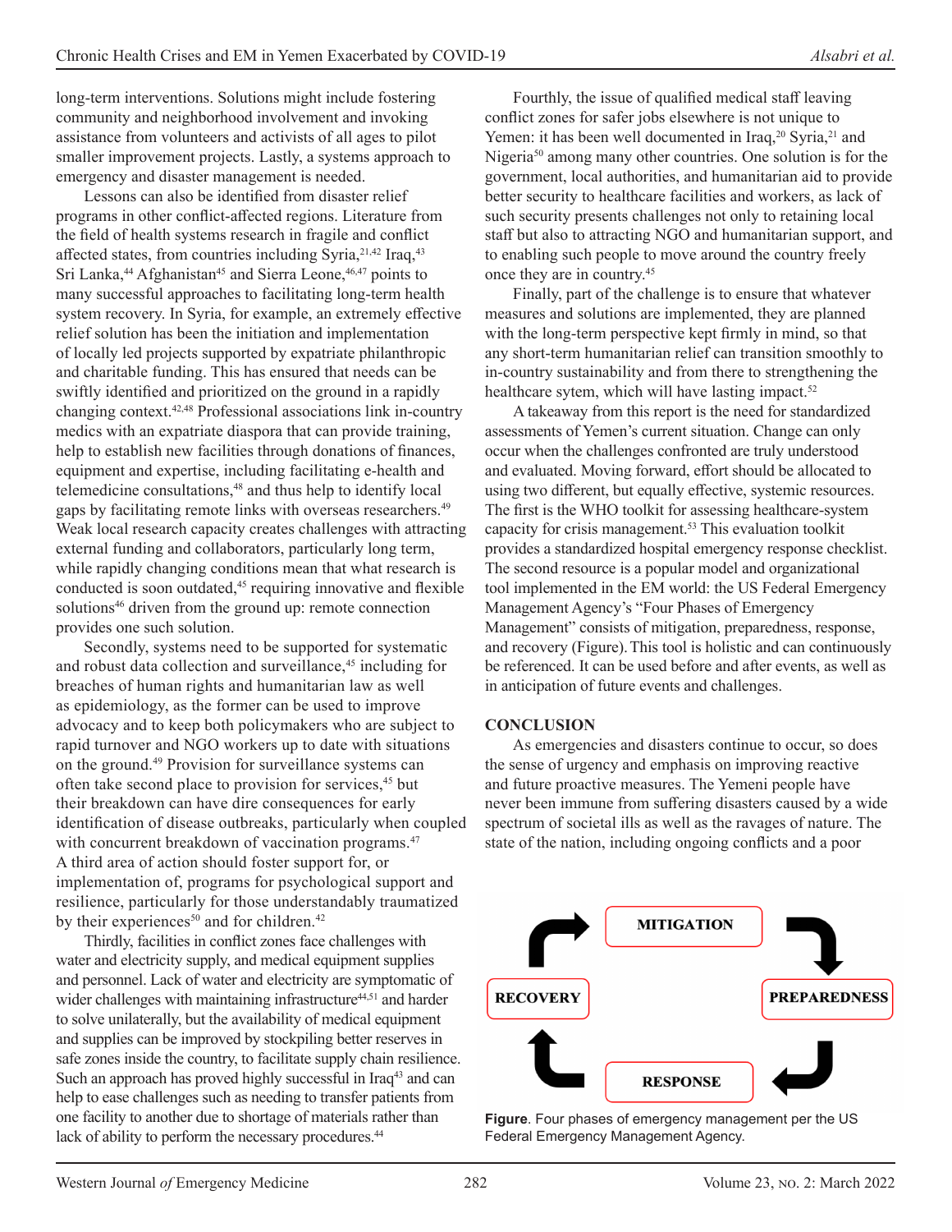long-term interventions. Solutions might include fostering community and neighborhood involvement and invoking assistance from volunteers and activists of all ages to pilot smaller improvement projects. Lastly, a systems approach to emergency and disaster management is needed.

Lessons can also be identified from disaster relief programs in other conflict-affected regions. Literature from the field of health systems research in fragile and conflict affected states, from countries including Syria,[21,42] Iraq,[43] Sri Lanka,[44] Afghanistan[45] and Sierra Leone,[46,47] points to many successful approaches to facilitating long-term health system recovery. In Syria, for example, an extremely effective relief solution has been the initiation and implementation of locally led projects supported by expatriate philanthropic and charitable funding. This has ensured that needs can be swiftly identified and prioritized on the ground in a rapidly changing context.[42,48] Professional associations link in-country medics with an expatriate diaspora that can provide training, help to establish new facilities through donations of finances, equipment and expertise, including facilitating e-health and telemedicine consultations,[48] and thus help to identify local gaps by facilitating remote links with overseas researchers.[49] Weak local research capacity creates challenges with attracting external funding and collaborators, particularly long term, while rapidly changing conditions mean that what research is conducted is soon outdated,[45] requiring innovative and flexible solutions[46] driven from the ground up: remote connection provides one such solution.

Secondly, systems need to be supported for systematic and robust data collection and surveillance,[45] including for breaches of human rights and humanitarian law as well as epidemiology, as the former can be used to improve advocacy and to keep both policymakers who are subject to rapid turnover and NGO workers up to date with situations on the ground.[49] Provision for surveillance systems can often take second place to provision for services,[45] but their breakdown can have dire consequences for early identification of disease outbreaks, particularly when coupled with concurrent breakdown of vaccination programs.[47] A third area of action should foster support for, or implementation of, programs for psychological support and resilience, particularly for those understandably traumatized by their experiences[50] and for children.[42]

Thirdly, facilities in conflict zones face challenges with water and electricity supply, and medical equipment supplies and personnel. Lack of water and electricity are symptomatic of wider challenges with maintaining infrastructure[44,51] and harder to solve unilaterally, but the availability of medical equipment and supplies can be improved by stockpiling better reserves in safe zones inside the country, to facilitate supply chain resilience. Such an approach has proved highly successful in Iraq[43] and can help to ease challenges such as needing to transfer patients from one facility to another due to shortage of materials rather than lack of ability to perform the necessary procedures.[44]

Fourthly, the issue of qualified medical staff leaving conflict zones for safer jobs elsewhere is not unique to Yemen: it has been well documented in Iraq,[20] Syria,[21] and Nigeria[50] among many other countries. One solution is for the government, local authorities, and humanitarian aid to provide better security to healthcare facilities and workers, as lack of such security presents challenges not only to retaining local staff but also to attracting NGO and humanitarian support, and to enabling such people to move around the country freely once they are in country.[45]

Finally, part of the challenge is to ensure that whatever measures and solutions are implemented, they are planned with the long-term perspective kept firmly in mind, so that any short-term humanitarian relief can transition smoothly to in-country sustainability and from there to strengthening the healthcare sytem, which will have lasting impact.[52]

A takeaway from this report is the need for standardized assessments of Yemen's current situation. Change can only occur when the challenges confronted are truly understood and evaluated. Moving forward, effort should be allocated to using two different, but equally effective, systemic resources. The first is the WHO toolkit for assessing healthcare-system capacity for crisis management.[53] This evaluation toolkit provides a standardized hospital emergency response checklist. The second resource is a popular model and organizational tool implemented in the EM world: the US Federal Emergency Management Agency's "Four Phases of Emergency Management" consists of mitigation, preparedness, response, and recovery (Figure). This tool is holistic and can continuously be referenced. It can be used before and after events, as well as in anticipation of future events and challenges.

## CONCLUSION

As emergencies and disasters continue to occur, so does the sense of urgency and emphasis on improving reactive and future proactive measures. The Yemeni people have never been immune from suffering disasters caused by a wide spectrum of societal ills as well as the ravages of nature. The state of the nation, including ongoing conflicts and a poor

MITIGATION → PREPAREDNESS → RESPONSE → RECOVERY

**Figure**. Four phases of emergency management per the US Federal Emergency Management Agency.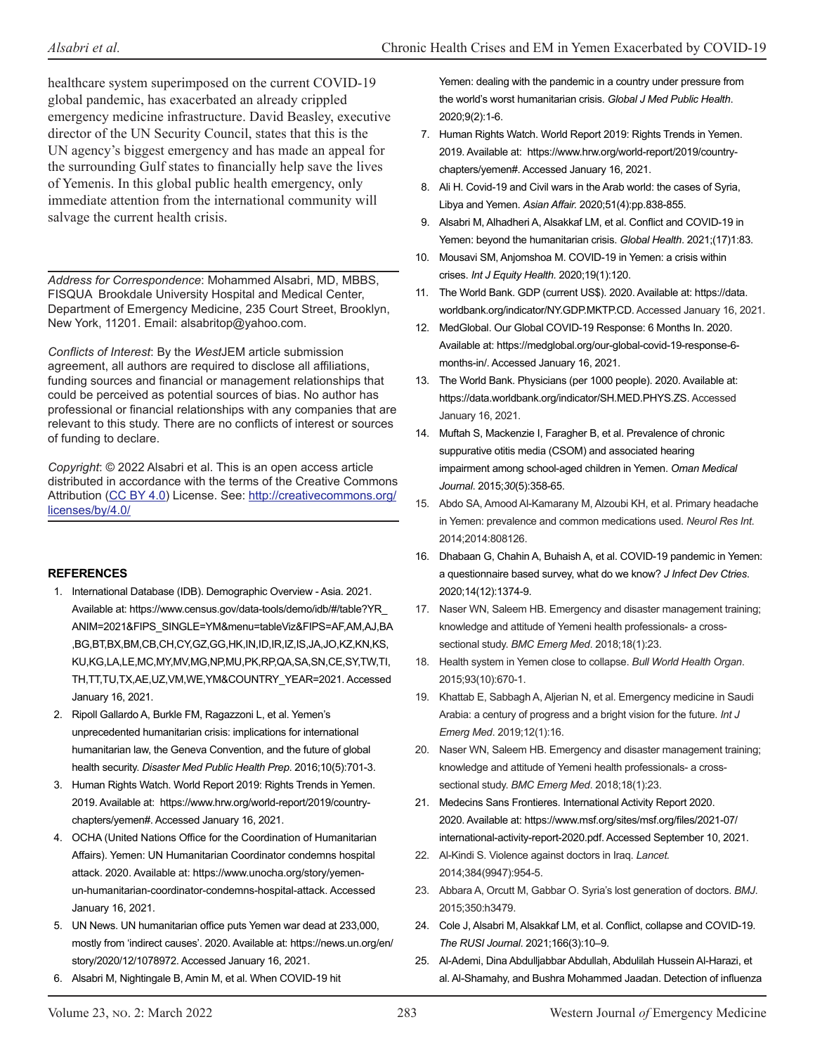healthcare system superimposed on the current COVID-19 global pandemic, has exacerbated an already crippled emergency medicine infrastructure. David Beasley, executive director of the UN Security Council, states that this is the UN agency's biggest emergency and has made an appeal for the surrounding Gulf states to financially help save the lives of Yemenis. In this global public health emergency, only immediate attention from the international community will salvage the current health crisis.

*Address for Correspondence*: Mohammed Alsabri, MD, MBBS, FISQUA Brookdale University Hospital and Medical Center, Department of Emergency Medicine, 235 Court Street, Brooklyn, New York, 11201. Email: alsabritop@yahoo.com.

*Conflicts of Interest*: By the *West*JEM article submission agreement, all authors are required to disclose all affiliations, funding sources and financial or management relationships that could be perceived as potential sources of bias. No author has professional or financial relationships with any companies that are relevant to this study. There are no conflicts of interest or sources of funding to declare.

*Copyright*: © 2022 Alsabri et al. This is an open access article distributed in accordance with the terms of the Creative Commons Attribution (CC BY 4.0) License. See: http://creativecommons.org/licenses/by/4.0/

## REFERENCES

1. International Database (IDB). Demographic Overview - Asia. 2021. Available at: https://www.census.gov/data-tools/demo/idb/#/table?YR_ANIM=2021&FIPS_SINGLE=YM&menu=tableViz&FIPS=AF,AM,AJ,BA,BG,BT,BX,BM,CB,CH,CY,GZ,GG,HK,IN,ID,IR,IZ,IS,JA,JO,KZ,KN,KS,KU,KG,LA,LE,MC,MY,MV,MG,NP,MU,PK,RP,QA,SA,SN,CE,SY,TW,TI,TH,TT,TU,TX,AE,UZ,VM,WE,YM&COUNTRY_YEAR=2021. Accessed January 16, 2021.
2. Ripoll Gallardo A, Burkle FM, Ragazzoni L, et al. Yemen's unprecedented humanitarian crisis: implications for international humanitarian law, the Geneva Convention, and the future of global health security. *Disaster Med Public Health Prep*. 2016;10(5):701-3.
3. Human Rights Watch. World Report 2019: Rights Trends in Yemen. 2019. Available at: https://www.hrw.org/world-report/2019/country-chapters/yemen#. Accessed January 16, 2021.
4. OCHA (United Nations Office for the Coordination of Humanitarian Affairs). Yemen: UN Humanitarian Coordinator condemns hospital attack. 2020. Available at: https://www.unocha.org/story/yemen-un-humanitarian-coordinator-condemns-hospital-attack. Accessed January 16, 2021.
5. UN News. UN humanitarian office puts Yemen war dead at 233,000, mostly from 'indirect causes'. 2020. Available at: https://news.un.org/en/story/2020/12/1078972. Accessed January 16, 2021.
6. Alsabri M, Nightingale B, Amin M, et al. When COVID-19 hit Yemen: dealing with the pandemic in a country under pressure from the world's worst humanitarian crisis. *Global J Med Public Health*. 2020;9(2):1-6.
7. Human Rights Watch. World Report 2019: Rights Trends in Yemen. 2019. Available at: https://www.hrw.org/world-report/2019/country-chapters/yemen#. Accessed January 16, 2021.
8. Ali H. Covid-19 and Civil wars in the Arab world: the cases of Syria, Libya and Yemen. *Asian Affair.* 2020;51(4):pp.838-855.
9. Alsabri M, Alhadheri A, Alsakkaf LM, et al. Conflict and COVID-19 in Yemen: beyond the humanitarian crisis. *Global Health*. 2021;(17)1:83.
10. Mousavi SM, Anjomshoa M. COVID-19 in Yemen: a crisis within crises. *Int J Equity Health.* 2020;19(1):120.
11. The World Bank. GDP (current US$). 2020. Available at: https://data.worldbank.org/indicator/NY.GDP.MKTP.CD. Accessed January 16, 2021.
12. MedGlobal. Our Global COVID-19 Response: 6 Months In. 2020. Available at: https://medglobal.org/our-global-covid-19-response-6-months-in/. Accessed January 16, 2021.
13. The World Bank. Physicians (per 1000 people). 2020. Available at: https://data.worldbank.org/indicator/SH.MED.PHYS.ZS. Accessed January 16, 2021.
14. Muftah S, Mackenzie I, Faragher B, et al. Prevalence of chronic suppurative otitis media (CSOM) and associated hearing impairment among school-aged children in Yemen. *Oman Medical Journal*. 2015;*30*(5):358-65.
15. Abdo SA, Amood Al-Kamarany M, Alzoubi KH, et al. Primary headache in Yemen: prevalence and common medications used. *Neurol Res Int*. 2014;2014:808126.
16. Dhabaan G, Chahin A, Buhaish A, et al. COVID-19 pandemic in Yemen: a questionnaire based survey, what do we know? *J Infect Dev Ctries*. 2020;14(12):1374-9.
17. Naser WN, Saleem HB. Emergency and disaster management training; knowledge and attitude of Yemeni health professionals- a cross-sectional study. *BMC Emerg Med*. 2018;18(1):23.
18. Health system in Yemen close to collapse. *Bull World Health Organ*. 2015;93(10):670-1.
19. Khattab E, Sabbagh A, Aljerian N, et al. Emergency medicine in Saudi Arabia: a century of progress and a bright vision for the future. *Int J Emerg Med*. 2019;12(1):16.
20. Naser WN, Saleem HB. Emergency and disaster management training; knowledge and attitude of Yemeni health professionals- a cross-sectional study. *BMC Emerg Med*. 2018;18(1):23.
21. Medecins Sans Frontieres. International Activity Report 2020. 2020. Available at: https://www.msf.org/sites/msf.org/files/2021-07/international-activity-report-2020.pdf. Accessed September 10, 2021.
22. Al-Kindi S. Violence against doctors in Iraq. *Lancet.* 2014;384(9947):954-5.
23. Abbara A, Orcutt M, Gabbar O. Syria's lost generation of doctors. *BMJ*. 2015;350:h3479.
24. Cole J, Alsabri M, Alsakkaf LM, et al. Conflict, collapse and COVID-19. *The RUSI Journal*. 2021;166(3):10–9.
25. Al-Ademi, Dina Abdulljabbar Abdullah, Abdulilah Hussein Al-Harazi, et al. Al-Shamahy, and Bushra Mohammed Jaadan. Detection of influenza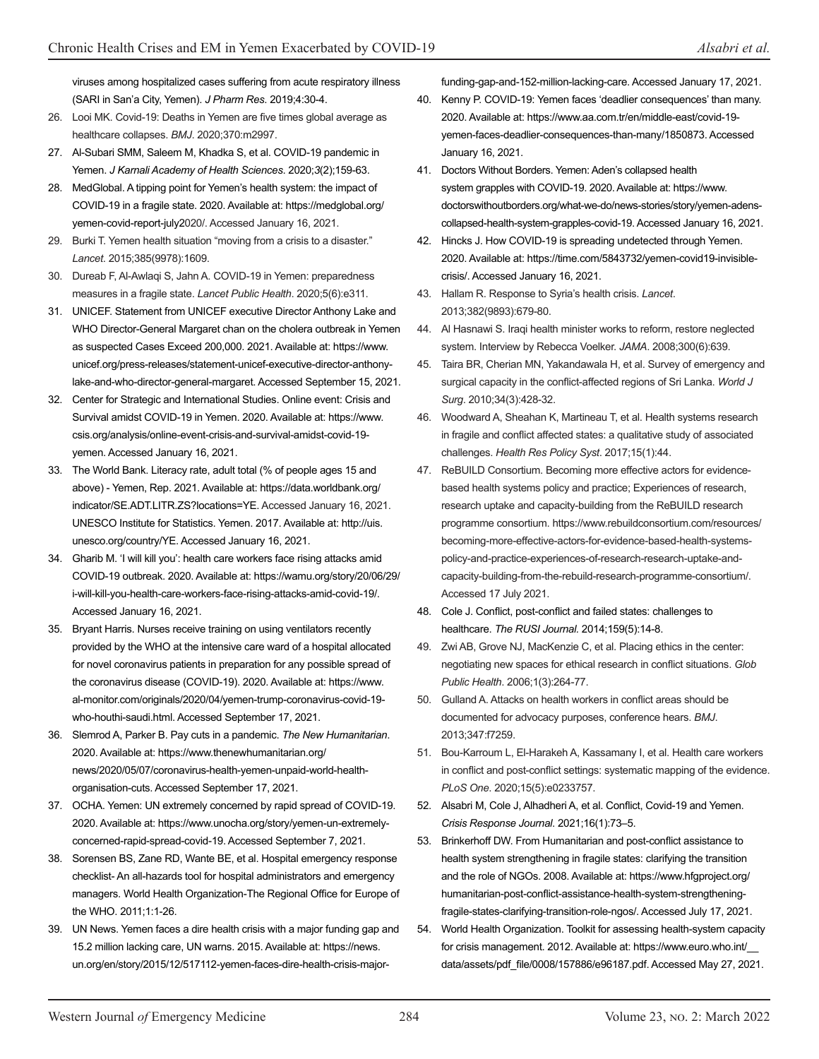viruses among hospitalized cases suffering from acute respiratory illness (SARI in San'a City, Yemen). *J Pharm Res*. 2019;4:30-4.

26. Looi MK. Covid-19: Deaths in Yemen are five times global average as healthcare collapses. *BMJ*. 2020;370:m2997.
27. Al-Subari SMM, Saleem M, Khadka S, et al. COVID-19 pandemic in Yemen. *J Karnali Academy of Health Sciences*. 2020;3(2);159-63.
28. MedGlobal. A tipping point for Yemen's health system: the impact of COVID-19 in a fragile state. 2020. Available at: https://medglobal.org/yemen-covid-report-july2020/. Accessed January 16, 2021.
29. Burki T. Yemen health situation "moving from a crisis to a disaster." *Lancet*. 2015;385(9978):1609.
30. Dureab F, Al-Awlaqi S, Jahn A. COVID-19 in Yemen: preparedness measures in a fragile state. *Lancet Public Health*. 2020;5(6):e311.
31. UNICEF. Statement from UNICEF executive Director Anthony Lake and WHO Director-General Margaret chan on the cholera outbreak in Yemen as suspected Cases Exceed 200,000. 2021. Available at: https://www.unicef.org/press-releases/statement-unicef-executive-director-anthony-lake-and-who-director-general-margaret. Accessed September 15, 2021.
32. Center for Strategic and International Studies. Online event: Crisis and Survival amidst COVID-19 in Yemen. 2020. Available at: https://www.csis.org/analysis/online-event-crisis-and-survival-amidst-covid-19-yemen. Accessed January 16, 2021.
33. The World Bank. Literacy rate, adult total (% of people ages 15 and above) - Yemen, Rep. 2021. Available at: https://data.worldbank.org/indicator/SE.ADT.LITR.ZS?locations=YE. Accessed January 16, 2021. UNESCO Institute for Statistics. Yemen. 2017. Available at: http://uis.unesco.org/country/YE. Accessed January 16, 2021.
34. Gharib M. 'I will kill you': health care workers face rising attacks amid COVID-19 outbreak. 2020. Available at: https://wamu.org/story/20/06/29/i-will-kill-you-health-care-workers-face-rising-attacks-amid-covid-19/. Accessed January 16, 2021.
35. Bryant Harris. Nurses receive training on using ventilators recently provided by the WHO at the intensive care ward of a hospital allocated for novel coronavirus patients in preparation for any possible spread of the coronavirus disease (COVID-19). 2020. Available at: https://www.al-monitor.com/originals/2020/04/yemen-trump-coronavirus-covid-19-who-houthi-saudi.html. Accessed September 17, 2021.
36. Slemrod A, Parker B. Pay cuts in a pandemic. *The New Humanitarian*. 2020. Available at: https://www.thenewhumanitarian.org/news/2020/05/07/coronavirus-health-yemen-unpaid-world-health-organisation-cuts. Accessed September 17, 2021.
37. OCHA. Yemen: UN extremely concerned by rapid spread of COVID-19. 2020. Available at: https://www.unocha.org/story/yemen-un-extremely-concerned-rapid-spread-covid-19. Accessed September 7, 2021.
38. Sorensen BS, Zane RD, Wante BE, et al. Hospital emergency response checklist- An all-hazards tool for hospital administrators and emergency managers. World Health Organization-The Regional Office for Europe of the WHO. 2011;1:1-26.
39. UN News. Yemen faces a dire health crisis with a major funding gap and 15.2 million lacking care, UN warns. 2015. Available at: https://news.un.org/en/story/2015/12/517112-yemen-faces-dire-health-crisis-major-funding-gap-and-152-million-lacking-care. Accessed January 17, 2021.
40. Kenny P. COVID-19: Yemen faces 'deadlier consequences' than many. 2020. Available at: https://www.aa.com.tr/en/middle-east/covid-19-yemen-faces-deadlier-consequences-than-many/1850873. Accessed January 16, 2021.
41. Doctors Without Borders. Yemen: Aden's collapsed health system grapples with COVID-19. 2020. Available at: https://www.doctorswithoutborders.org/what-we-do/news-stories/story/yemen-adens-collapsed-health-system-grapples-covid-19. Accessed January 16, 2021.
42. Hincks J. How COVID-19 is spreading undetected through Yemen. 2020. Available at: https://time.com/5843732/yemen-covid19-invisible-crisis/. Accessed January 16, 2021.
43. Hallam R. Response to Syria's health crisis. *Lancet*. 2013;382(9893):679-80.
44. Al Hasnawi S. Iraqi health minister works to reform, restore neglected system. Interview by Rebecca Voelker. *JAMA*. 2008;300(6):639.
45. Taira BR, Cherian MN, Yakandawala H, et al. Survey of emergency and surgical capacity in the conflict-affected regions of Sri Lanka. *World J Surg*. 2010;34(3):428-32.
46. Woodward A, Sheahan K, Martineau T, et al. Health systems research in fragile and conflict affected states: a qualitative study of associated challenges. *Health Res Policy Syst*. 2017;15(1):44.
47. ReBUILD Consortium. Becoming more effective actors for evidence-based health systems policy and practice; Experiences of research, research uptake and capacity-building from the ReBUILD research programme consortium. https://www.rebuildconsortium.com/resources/becoming-more-effective-actors-for-evidence-based-health-systems-policy-and-practice-experiences-of-research-research-uptake-and-capacity-building-from-the-rebuild-research-programme-consortium/. Accessed 17 July 2021.
48. Cole J. Conflict, post-conflict and failed states: challenges to healthcare. *The RUSI Journal*. 2014;159(5):14-8.
49. Zwi AB, Grove NJ, MacKenzie C, et al. Placing ethics in the center: negotiating new spaces for ethical research in conflict situations. *Glob Public Health*. 2006;1(3):264-77.
50. Gulland A. Attacks on health workers in conflict areas should be documented for advocacy purposes, conference hears. *BMJ*. 2013;347:f7259.
51. Bou-Karroum L, El-Harakeh A, Kassamany I, et al. Health care workers in conflict and post-conflict settings: systematic mapping of the evidence. *PLoS One*. 2020;15(5):e0233757.
52. Alsabri M, Cole J, Alhadheri A, et al. Conflict, Covid-19 and Yemen. *Crisis Response Journal*. 2021;16(1):73–5.
53. Brinkerhoff DW. From Humanitarian and post-conflict assistance to health system strengthening in fragile states: clarifying the transition and the role of NGOs. 2008. Available at: https://www.hfgproject.org/humanitarian-post-conflict-assistance-health-system-strengthening-fragile-states-clarifying-transition-role-ngos/. Accessed July 17, 2021.
54. World Health Organization. Toolkit for assessing health-system capacity for crisis management. 2012. Available at: https://www.euro.who.int/__data/assets/pdf_file/0008/157886/e96187.pdf. Accessed May 27, 2021.